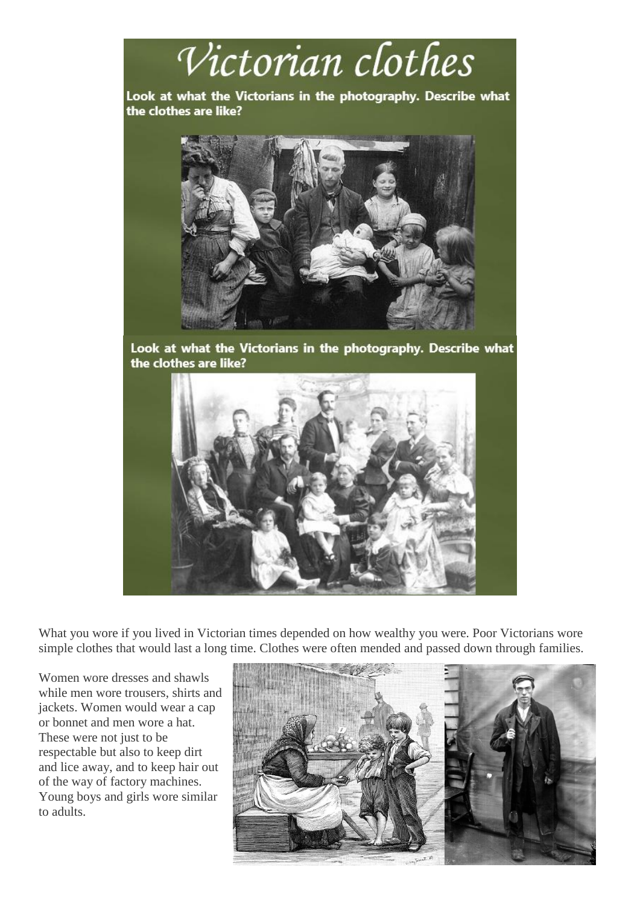# Victorian clothes

**Look at what the Victorians in the photography. Describe what the clothes are like?**

**Look at what the Victorians in the photography. Describe what the clothes are like?**

What you wore if you lived in Victorian times depended on how wealthy you were. Poor Victorians wore simple clothes that would last a long time. Clothes were often mended and passed down through families.

Women wore dresses and shawls while men wore trousers, shirts and jackets. Women would wear a cap or bonnet and men wore a hat. These were not just to be respectable but also to keep dirt and lice away, and to keep hair out of the way of factory machines. Young boys and girls wore similar to adults.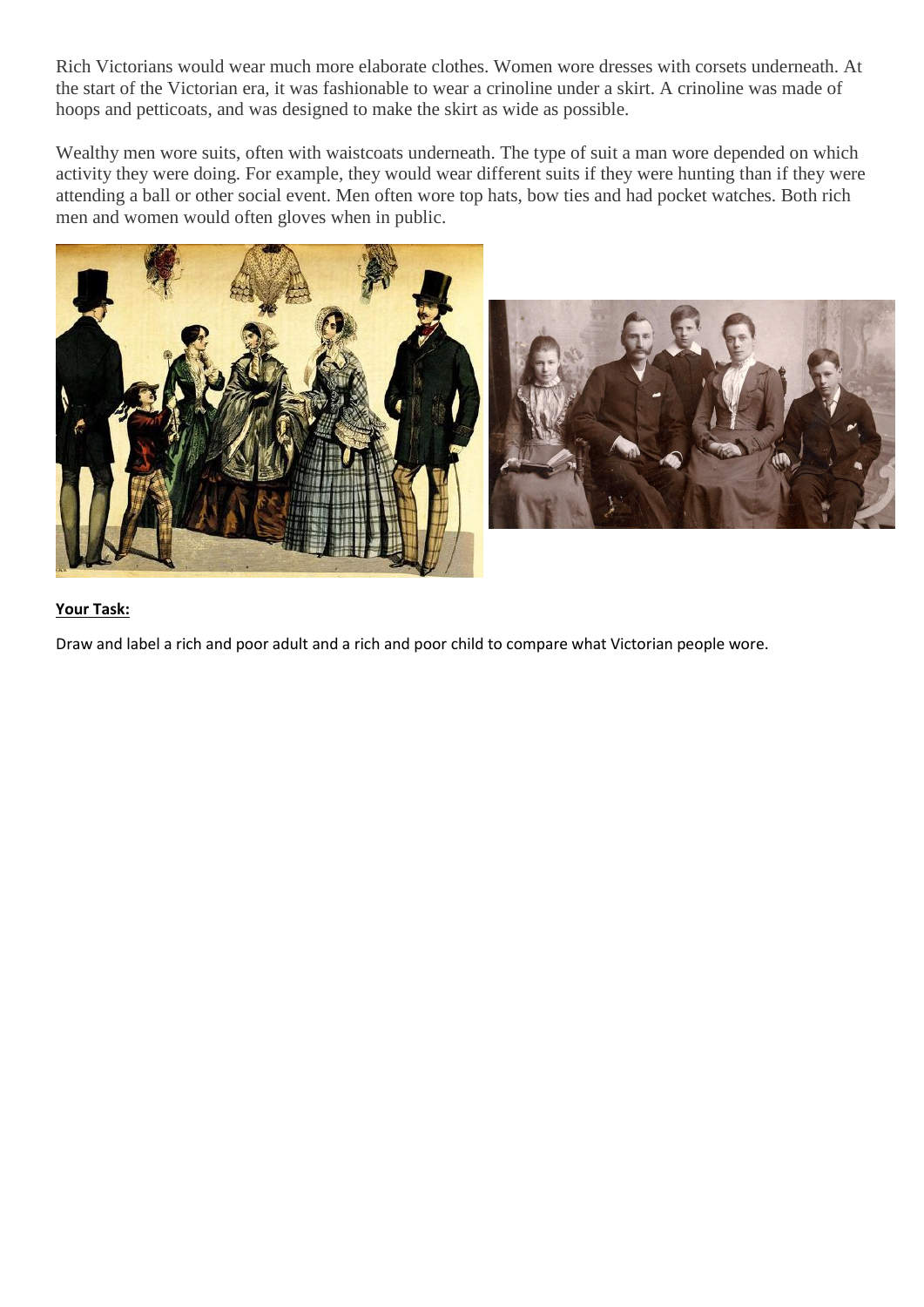Rich Victorians would wear much more elaborate clothes. Women wore dresses with corsets underneath. At the start of the Victorian era, it was fashionable to wear a crinoline under a skirt. A crinoline was made of hoops and petticoats, and was designed to make the skirt as wide as possible.

Wealthy men wore suits, often with waistcoats underneath. The type of suit a man wore depended on which activity they were doing. For example, they would wear different suits if they were hunting than if they were attending a ball or other social event. Men often wore top hats, bow ties and had pocket watches. Both rich men and women would often gloves when in public.

**Your Task:**

Draw and label a rich and poor adult and a rich and poor child to compare what Victorian people wore.